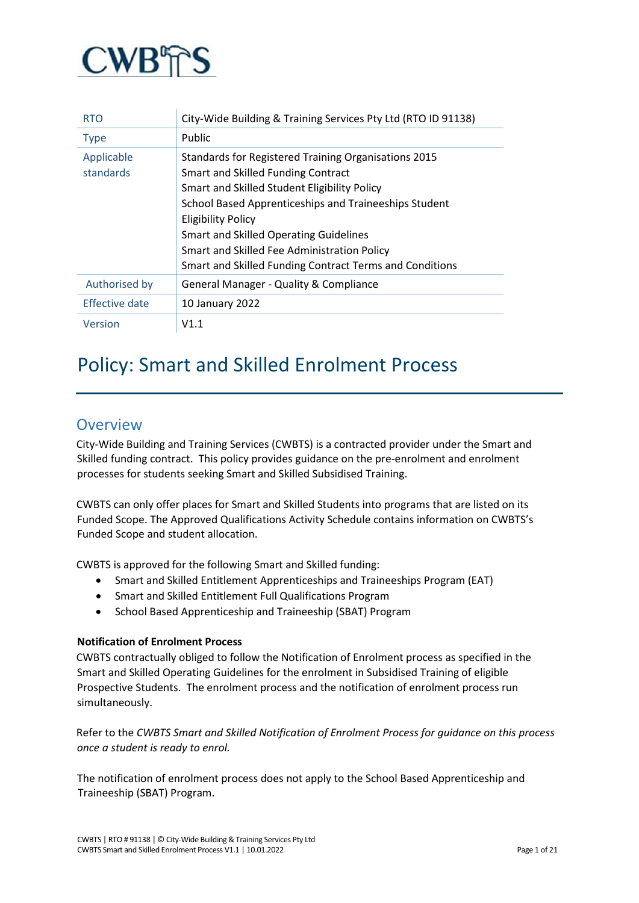| RTO | City-Wide Building & Training Services Pty Ltd (RTO ID 91138) |
| --- | --- |
| Type | Public |
| Applicable standards | Standards for Registered Training Organisations 2015<br>Smart and Skilled Funding Contract<br>Smart and Skilled Student Eligibility Policy<br>School Based Apprenticeships and Traineeships Student Eligibility Policy<br>Smart and Skilled Operating Guidelines<br>Smart and Skilled Fee Administration Policy<br>Smart and Skilled Funding Contract Terms and Conditions |
| Authorised by | General Manager - Quality & Compliance |
| Effective date | 10 January 2022 |
| Version | V1.1 |

# Policy: Smart and Skilled Enrolment Process

## Overview

City-Wide Building and Training Services (CWBTS) is a contracted provider under the Smart and Skilled funding contract. This policy provides guidance on the pre-enrolment and enrolment processes for students seeking Smart and Skilled Subsidised Training.

CWBTS can only offer places for Smart and Skilled Students into programs that are listed on its Funded Scope. The Approved Qualifications Activity Schedule contains information on CWBTS's Funded Scope and student allocation.

CWBTS is approved for the following Smart and Skilled funding:

- Smart and Skilled Entitlement Apprenticeships and Traineeships Program (EAT)
- Smart and Skilled Entitlement Full Qualifications Program
- School Based Apprenticeship and Traineeship (SBAT) Program

**Notification of Enrolment Process**

CWBTS contractually obliged to follow the Notification of Enrolment process as specified in the Smart and Skilled Operating Guidelines for the enrolment in Subsidised Training of eligible Prospective Students. The enrolment process and the notification of enrolment process run simultaneously.

Refer to the *CWBTS Smart and Skilled Notification of Enrolment Process for guidance on this process once a student is ready to enrol.*

The notification of enrolment process does not apply to the School Based Apprenticeship and Traineeship (SBAT) Program.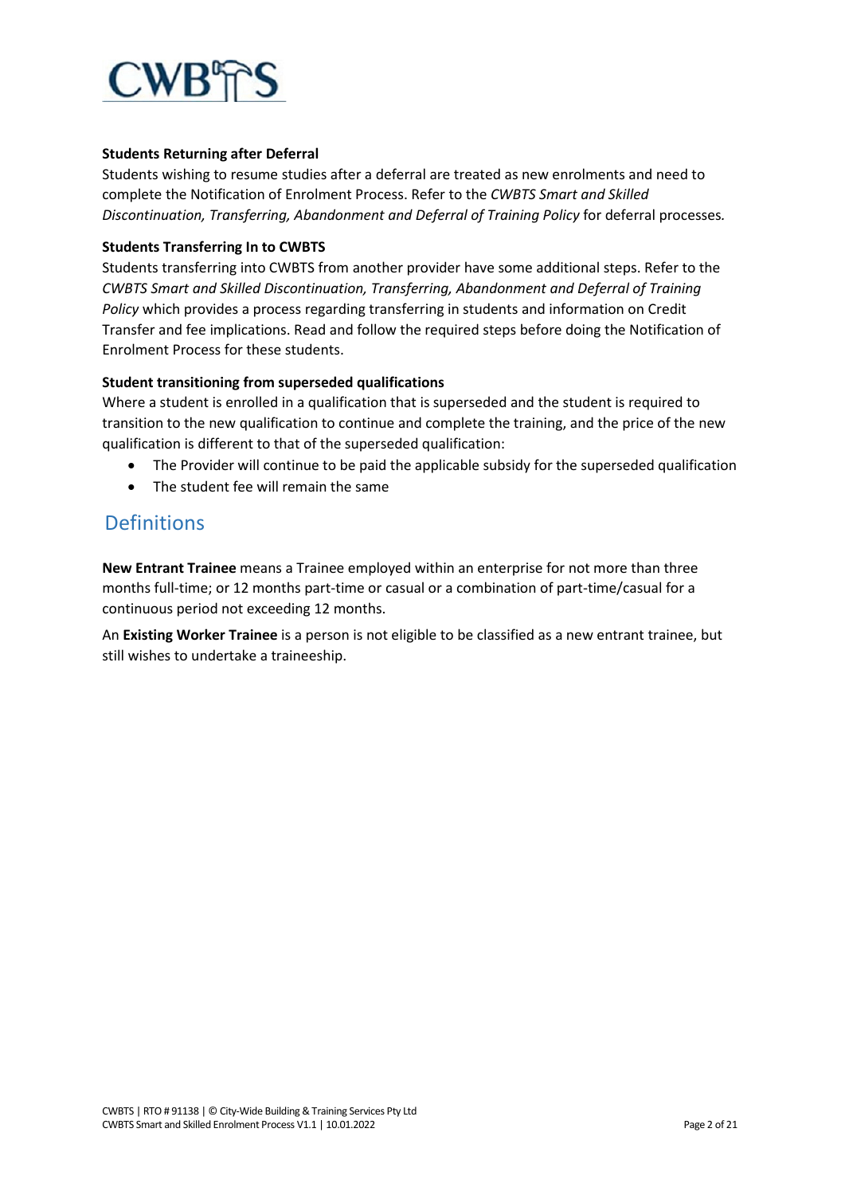**Students Returning after Deferral**

Students wishing to resume studies after a deferral are treated as new enrolments and need to complete the Notification of Enrolment Process. Refer to the *CWBTS Smart and Skilled Discontinuation, Transferring, Abandonment and Deferral of Training Policy* for deferral processes.

**Students Transferring In to CWBTS**

Students transferring into CWBTS from another provider have some additional steps. Refer to the *CWBTS Smart and Skilled Discontinuation, Transferring, Abandonment and Deferral of Training Policy* which provides a process regarding transferring in students and information on Credit Transfer and fee implications. Read and follow the required steps before doing the Notification of Enrolment Process for these students.

**Student transitioning from superseded qualifications**

Where a student is enrolled in a qualification that is superseded and the student is required to transition to the new qualification to continue and complete the training, and the price of the new qualification is different to that of the superseded qualification:

- The Provider will continue to be paid the applicable subsidy for the superseded qualification
- The student fee will remain the same

## Definitions

**New Entrant Trainee** means a Trainee employed within an enterprise for not more than three months full-time; or 12 months part-time or casual or a combination of part-time/casual for a continuous period not exceeding 12 months.

An **Existing Worker Trainee** is a person is not eligible to be classified as a new entrant trainee, but still wishes to undertake a traineeship.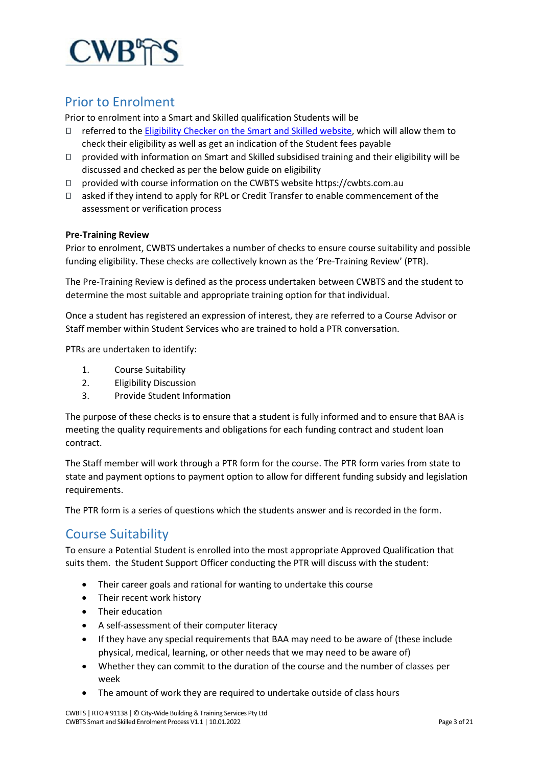## Prior to Enrolment

Prior to enrolment into a Smart and Skilled qualification Students will be

- referred to the [Eligibility Checker on the Smart and Skilled website](), which will allow them to check their eligibility as well as get an indication of the Student fees payable
- provided with information on Smart and Skilled subsidised training and their eligibility will be discussed and checked as per the below guide on eligibility
- provided with course information on the CWBTS website https://cwbts.com.au
- asked if they intend to apply for RPL or Credit Transfer to enable commencement of the assessment or verification process

**Pre-Training Review**

Prior to enrolment, CWBTS undertakes a number of checks to ensure course suitability and possible funding eligibility. These checks are collectively known as the 'Pre-Training Review' (PTR).

The Pre-Training Review is defined as the process undertaken between CWBTS and the student to determine the most suitable and appropriate training option for that individual.

Once a student has registered an expression of interest, they are referred to a Course Advisor or Staff member within Student Services who are trained to hold a PTR conversation.

PTRs are undertaken to identify:

1. Course Suitability
2. Eligibility Discussion
3. Provide Student Information

The purpose of these checks is to ensure that a student is fully informed and to ensure that BAA is meeting the quality requirements and obligations for each funding contract and student loan contract.

The Staff member will work through a PTR form for the course. The PTR form varies from state to state and payment options to payment option to allow for different funding subsidy and legislation requirements.

The PTR form is a series of questions which the students answer and is recorded in the form.

## Course Suitability

To ensure a Potential Student is enrolled into the most appropriate Approved Qualification that suits them.  the Student Support Officer conducting the PTR will discuss with the student:

- Their career goals and rational for wanting to undertake this course
- Their recent work history
- Their education
- A self-assessment of their computer literacy
- If they have any special requirements that BAA may need to be aware of (these include physical, medical, learning, or other needs that we may need to be aware of)
- Whether they can commit to the duration of the course and the number of classes per week
- The amount of work they are required to undertake outside of class hours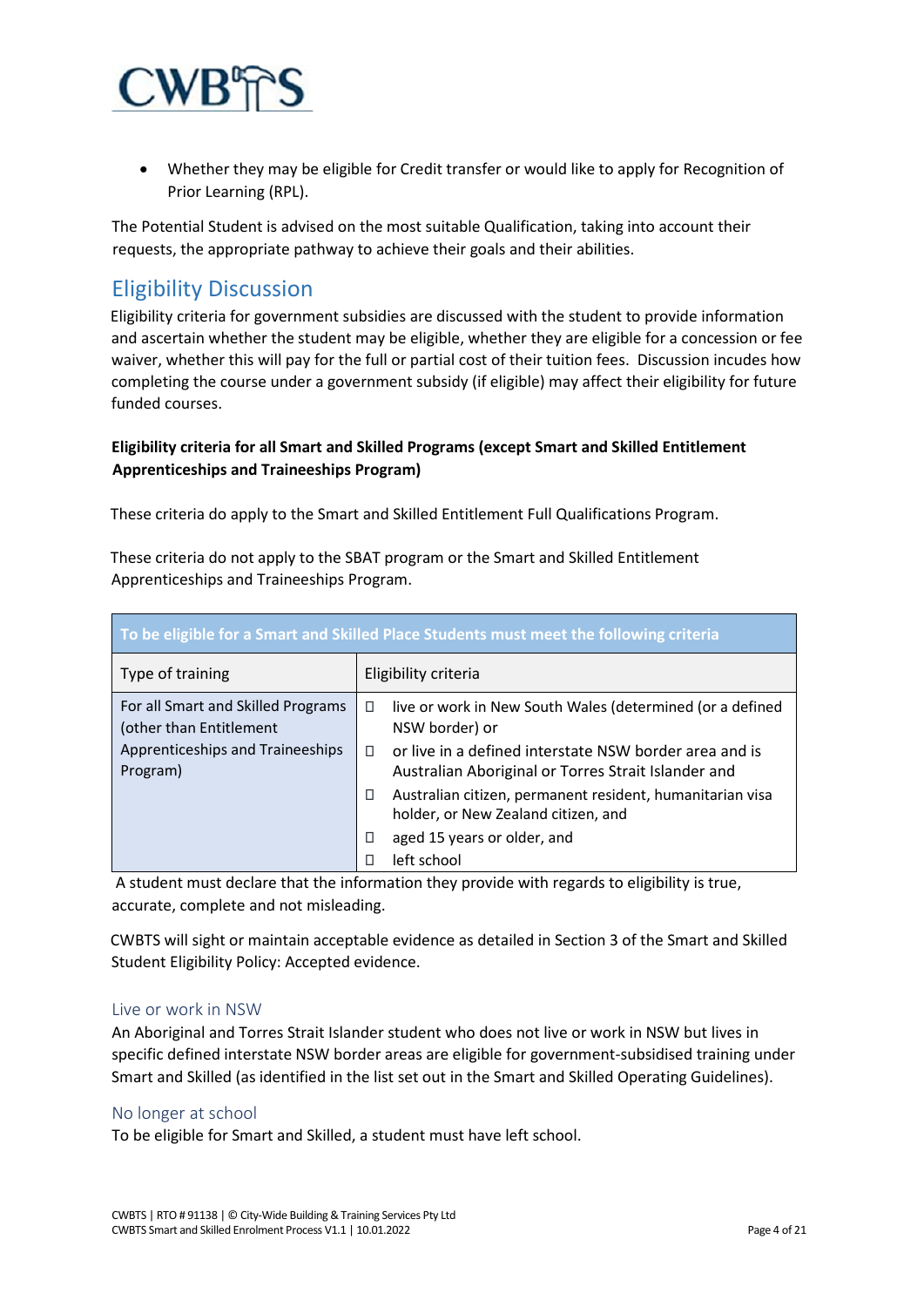- Whether they may be eligible for Credit transfer or would like to apply for Recognition of Prior Learning (RPL).

The Potential Student is advised on the most suitable Qualification, taking into account their requests, the appropriate pathway to achieve their goals and their abilities.

## Eligibility Discussion

Eligibility criteria for government subsidies are discussed with the student to provide information and ascertain whether the student may be eligible, whether they are eligible for a concession or fee waiver, whether this will pay for the full or partial cost of their tuition fees. Discussion incudes how completing the course under a government subsidy (if eligible) may affect their eligibility for future funded courses.

**Eligibility criteria for all Smart and Skilled Programs (except Smart and Skilled Entitlement Apprenticeships and Traineeships Program)**

These criteria do apply to the Smart and Skilled Entitlement Full Qualifications Program.

These criteria do not apply to the SBAT program or the Smart and Skilled Entitlement Apprenticeships and Traineeships Program.

| To be eligible for a Smart and Skilled Place Students must meet the following criteria | |
|---|---|
| Type of training | Eligibility criteria |
| For all Smart and Skilled Programs (other than Entitlement Apprenticeships and Traineeships Program) | - live or work in New South Wales (determined (or a defined NSW border) or<br>- or live in a defined interstate NSW border area and is Australian Aboriginal or Torres Strait Islander and<br>- Australian citizen, permanent resident, humanitarian visa holder, or New Zealand citizen, and<br>- aged 15 years or older, and<br>- left school |

A student must declare that the information they provide with regards to eligibility is true, accurate, complete and not misleading.

CWBTS will sight or maintain acceptable evidence as detailed in Section 3 of the Smart and Skilled Student Eligibility Policy: Accepted evidence.

### Live or work in NSW

An Aboriginal and Torres Strait Islander student who does not live or work in NSW but lives in specific defined interstate NSW border areas are eligible for government-subsidised training under Smart and Skilled (as identified in the list set out in the Smart and Skilled Operating Guidelines).

### No longer at school

To be eligible for Smart and Skilled, a student must have left school.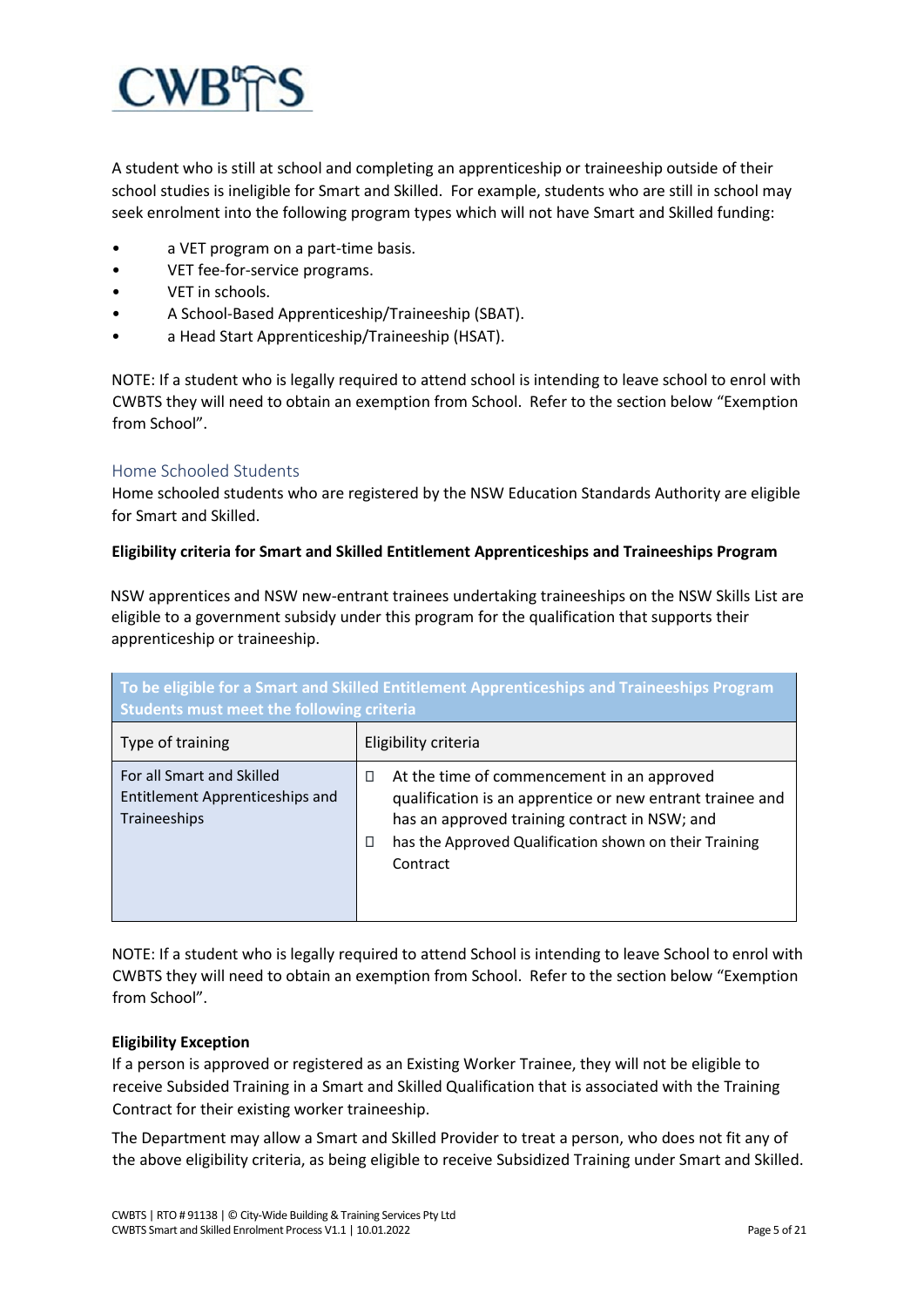A student who is still at school and completing an apprenticeship or traineeship outside of their school studies is ineligible for Smart and Skilled. For example, students who are still in school may seek enrolment into the following program types which will not have Smart and Skilled funding:

- a VET program on a part-time basis.
- VET fee-for-service programs.
- VET in schools.
- A School-Based Apprenticeship/Traineeship (SBAT).
- a Head Start Apprenticeship/Traineeship (HSAT).

NOTE: If a student who is legally required to attend school is intending to leave school to enrol with CWBTS they will need to obtain an exemption from School. Refer to the section below "Exemption from School".

## Home Schooled Students

Home schooled students who are registered by the NSW Education Standards Authority are eligible for Smart and Skilled.

**Eligibility criteria for Smart and Skilled Entitlement Apprenticeships and Traineeships Program**

NSW apprentices and NSW new-entrant trainees undertaking traineeships on the NSW Skills List are eligible to a government subsidy under this program for the qualification that supports their apprenticeship or traineeship.

| To be eligible for a Smart and Skilled Entitlement Apprenticeships and Traineeships Program Students must meet the following criteria | |
|---|---|
| Type of training | Eligibility criteria |
| For all Smart and Skilled Entitlement Apprenticeships and Traineeships | - At the time of commencement in an approved qualification is an apprentice or new entrant trainee and has an approved training contract in NSW; and<br>- has the Approved Qualification shown on their Training Contract |

NOTE: If a student who is legally required to attend School is intending to leave School to enrol with CWBTS they will need to obtain an exemption from School. Refer to the section below "Exemption from School".

**Eligibility Exception**

If a person is approved or registered as an Existing Worker Trainee, they will not be eligible to receive Subsided Training in a Smart and Skilled Qualification that is associated with the Training Contract for their existing worker traineeship.

The Department may allow a Smart and Skilled Provider to treat a person, who does not fit any of the above eligibility criteria, as being eligible to receive Subsidized Training under Smart and Skilled.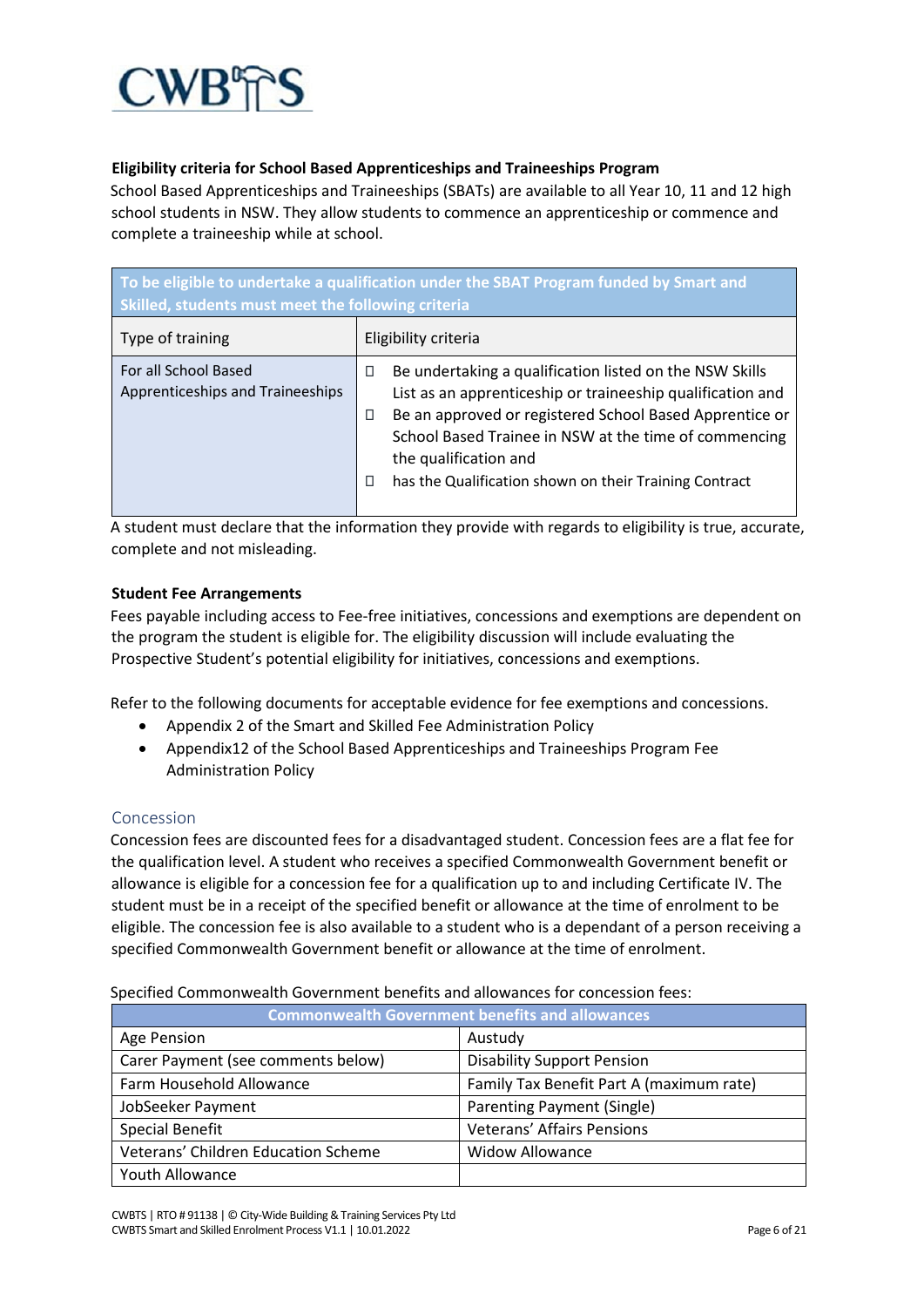**Eligibility criteria for School Based Apprenticeships and Traineeships Program**

School Based Apprenticeships and Traineeships (SBATs) are available to all Year 10, 11 and 12 high school students in NSW. They allow students to commence an apprenticeship or commence and complete a traineeship while at school.

| To be eligible to undertake a qualification under the SBAT Program funded by Smart and Skilled, students must meet the following criteria | |
|---|---|
| Type of training | Eligibility criteria |
| For all School Based Apprenticeships and Traineeships | - Be undertaking a qualification listed on the NSW Skills List as an apprenticeship or traineeship qualification and<br>- Be an approved or registered School Based Apprentice or School Based Trainee in NSW at the time of commencing the qualification and<br>- has the Qualification shown on their Training Contract |

A student must declare that the information they provide with regards to eligibility is true, accurate, complete and not misleading.

**Student Fee Arrangements**

Fees payable including access to Fee-free initiatives, concessions and exemptions are dependent on the program the student is eligible for. The eligibility discussion will include evaluating the Prospective Student's potential eligibility for initiatives, concessions and exemptions.

Refer to the following documents for acceptable evidence for fee exemptions and concessions.

- Appendix 2 of the Smart and Skilled Fee Administration Policy
- Appendix12 of the School Based Apprenticeships and Traineeships Program Fee Administration Policy

## Concession

Concession fees are discounted fees for a disadvantaged student. Concession fees are a flat fee for the qualification level. A student who receives a specified Commonwealth Government benefit or allowance is eligible for a concession fee for a qualification up to and including Certificate IV. The student must be in a receipt of the specified benefit or allowance at the time of enrolment to be eligible. The concession fee is also available to a student who is a dependant of a person receiving a specified Commonwealth Government benefit or allowance at the time of enrolment.

Specified Commonwealth Government benefits and allowances for concession fees:

| Commonwealth Government benefits and allowances | |
|---|---|
| Age Pension | Austudy |
| Carer Payment (see comments below) | Disability Support Pension |
| Farm Household Allowance | Family Tax Benefit Part A (maximum rate) |
| JobSeeker Payment | Parenting Payment (Single) |
| Special Benefit | Veterans' Affairs Pensions |
| Veterans' Children Education Scheme | Widow Allowance |
| Youth Allowance | |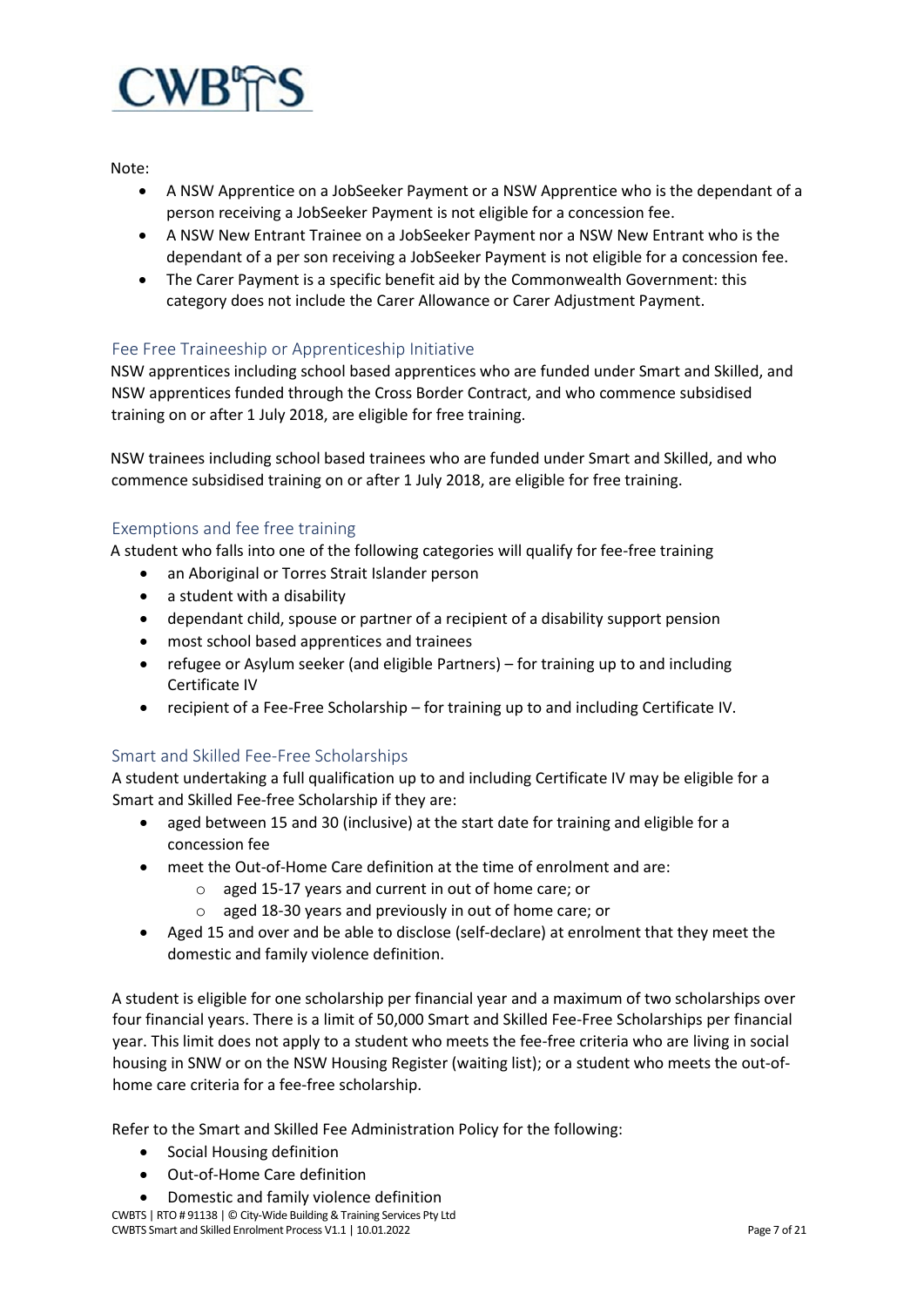Note:

- A NSW Apprentice on a JobSeeker Payment or a NSW Apprentice who is the dependant of a person receiving a JobSeeker Payment is not eligible for a concession fee.
- A NSW New Entrant Trainee on a JobSeeker Payment nor a NSW New Entrant who is the dependant of a per son receiving a JobSeeker Payment is not eligible for a concession fee.
- The Carer Payment is a specific benefit aid by the Commonwealth Government: this category does not include the Carer Allowance or Carer Adjustment Payment.

## Fee Free Traineeship or Apprenticeship Initiative

NSW apprentices including school based apprentices who are funded under Smart and Skilled, and NSW apprentices funded through the Cross Border Contract, and who commence subsidised training on or after 1 July 2018, are eligible for free training.

NSW trainees including school based trainees who are funded under Smart and Skilled, and who commence subsidised training on or after 1 July 2018, are eligible for free training.

## Exemptions and fee free training

A student who falls into one of the following categories will qualify for fee-free training

- an Aboriginal or Torres Strait Islander person
- a student with a disability
- dependant child, spouse or partner of a recipient of a disability support pension
- most school based apprentices and trainees
- refugee or Asylum seeker (and eligible Partners) – for training up to and including Certificate IV
- recipient of a Fee-Free Scholarship – for training up to and including Certificate IV.

## Smart and Skilled Fee-Free Scholarships

A student undertaking a full qualification up to and including Certificate IV may be eligible for a Smart and Skilled Fee-free Scholarship if they are:

- aged between 15 and 30 (inclusive) at the start date for training and eligible for a concession fee
- meet the Out-of-Home Care definition at the time of enrolment and are:
  - aged 15-17 years and current in out of home care; or
  - aged 18-30 years and previously in out of home care; or
- Aged 15 and over and be able to disclose (self-declare) at enrolment that they meet the domestic and family violence definition.

A student is eligible for one scholarship per financial year and a maximum of two scholarships over four financial years. There is a limit of 50,000 Smart and Skilled Fee-Free Scholarships per financial year. This limit does not apply to a student who meets the fee-free criteria who are living in social housing in SNW or on the NSW Housing Register (waiting list); or a student who meets the out-of-home care criteria for a fee-free scholarship.

Refer to the Smart and Skilled Fee Administration Policy for the following:

- Social Housing definition
- Out-of-Home Care definition
- Domestic and family violence definition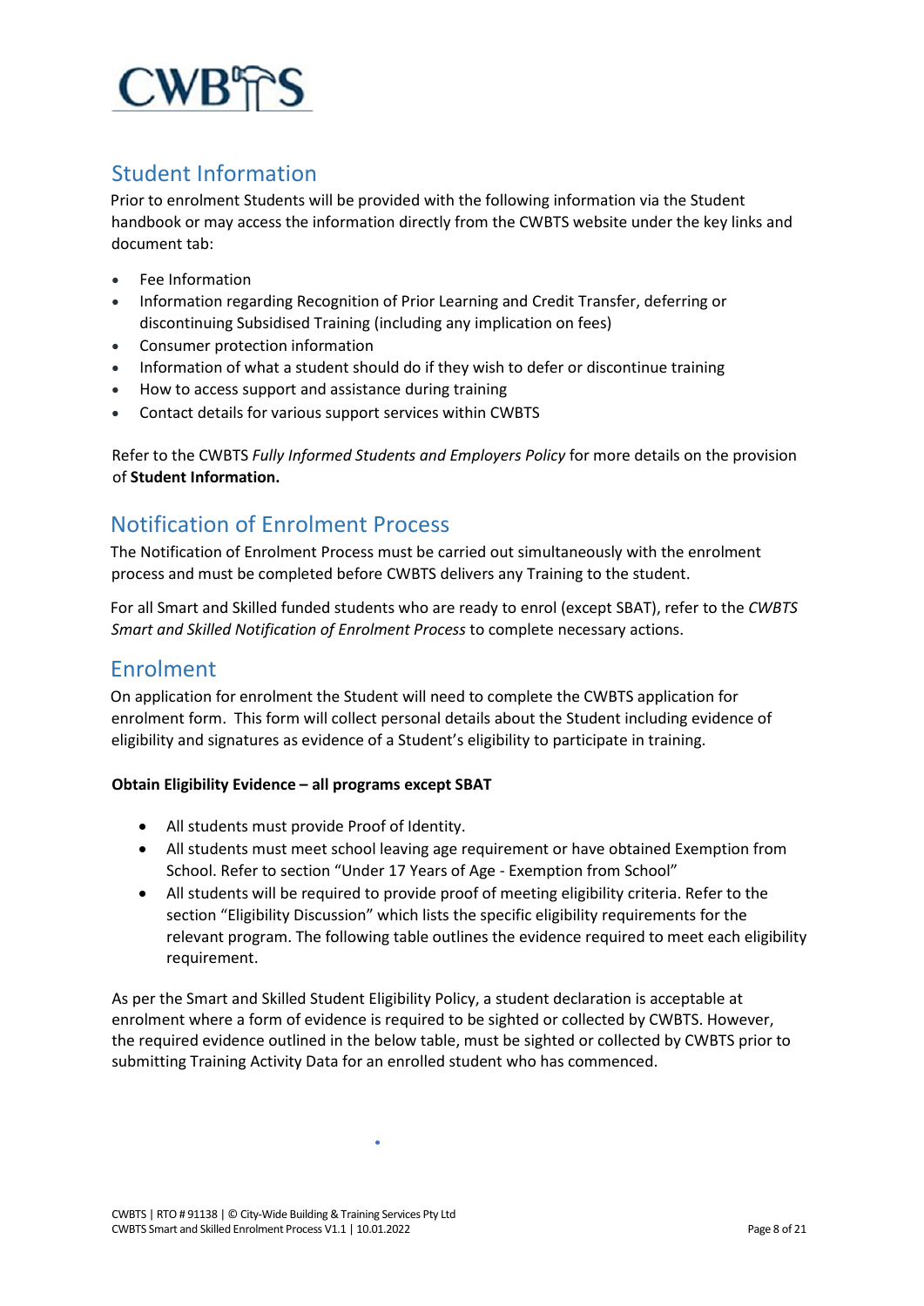## Student Information

Prior to enrolment Students will be provided with the following information via the Student handbook or may access the information directly from the CWBTS website under the key links and document tab:

- Fee Information
- Information regarding Recognition of Prior Learning and Credit Transfer, deferring or discontinuing Subsidised Training (including any implication on fees)
- Consumer protection information
- Information of what a student should do if they wish to defer or discontinue training
- How to access support and assistance during training
- Contact details for various support services within CWBTS

Refer to the CWBTS *Fully Informed Students and Employers Policy* for more details on the provision of **Student Information.**

## Notification of Enrolment Process

The Notification of Enrolment Process must be carried out simultaneously with the enrolment process and must be completed before CWBTS delivers any Training to the student.

For all Smart and Skilled funded students who are ready to enrol (except SBAT), refer to the *CWBTS Smart and Skilled Notification of Enrolment Process* to complete necessary actions.

## Enrolment

On application for enrolment the Student will need to complete the CWBTS application for enrolment form. This form will collect personal details about the Student including evidence of eligibility and signatures as evidence of a Student's eligibility to participate in training.

**Obtain Eligibility Evidence – all programs except SBAT**

- All students must provide Proof of Identity.
- All students must meet school leaving age requirement or have obtained Exemption from School. Refer to section "Under 17 Years of Age - Exemption from School"
- All students will be required to provide proof of meeting eligibility criteria. Refer to the section "Eligibility Discussion" which lists the specific eligibility requirements for the relevant program. The following table outlines the evidence required to meet each eligibility requirement.

As per the Smart and Skilled Student Eligibility Policy, a student declaration is acceptable at enrolment where a form of evidence is required to be sighted or collected by CWBTS. However, the required evidence outlined in the below table, must be sighted or collected by CWBTS prior to submitting Training Activity Data for an enrolled student who has commenced.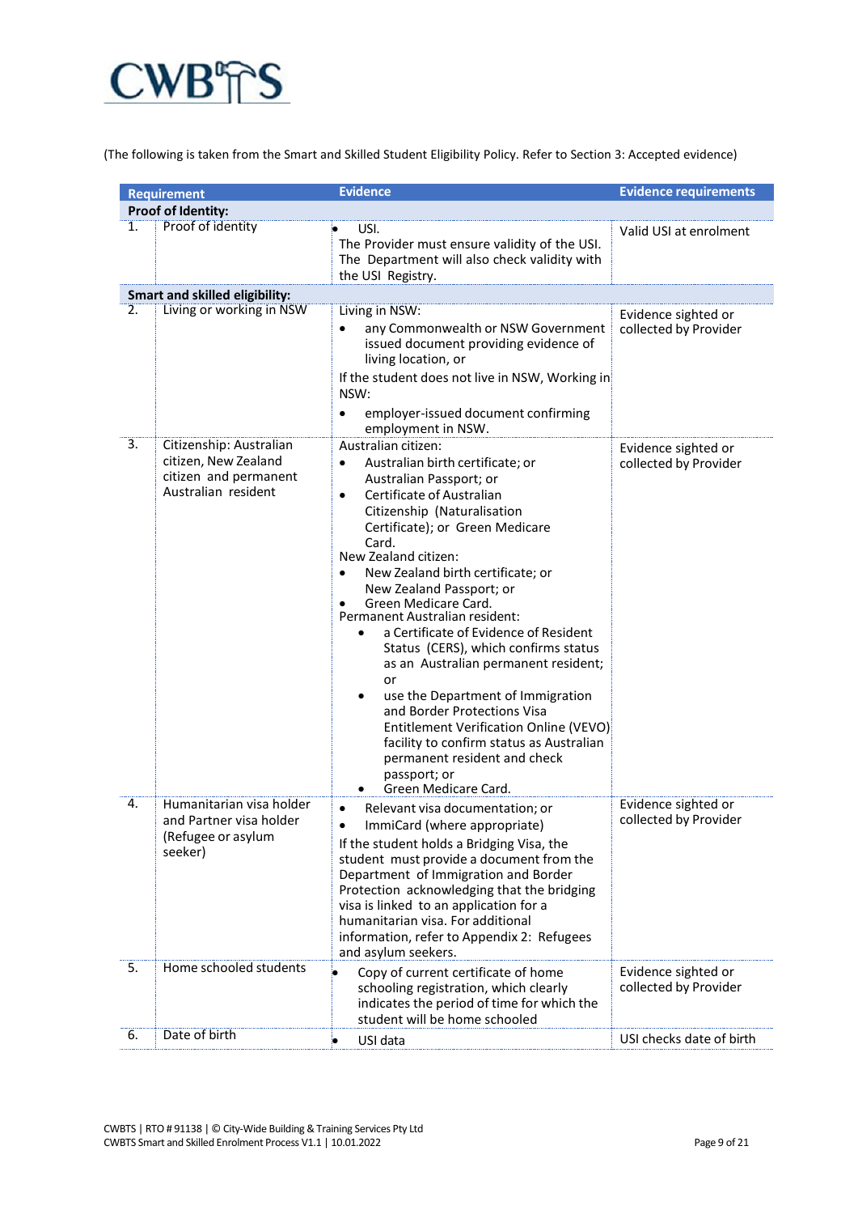(The following is taken from the Smart and Skilled Student Eligibility Policy. Refer to Section 3: Accepted evidence)

| | Requirement | Evidence | Evidence requirements |
|---|---|---|---|
| **Proof of Identity:** | | | |
| 1. | Proof of identity | • USI.<br>The Provider must ensure validity of the USI. The Department will also check validity with the USI Registry. | Valid USI at enrolment |
| **Smart and skilled eligibility:** | | | |
| 2. | Living or working in NSW | Living in NSW:<br>• any Commonwealth or NSW Government issued document providing evidence of living location, or<br>If the student does not live in NSW, Working in NSW:<br>• employer-issued document confirming employment in NSW. | Evidence sighted or collected by Provider |
| 3. | Citizenship: Australian citizen, New Zealand citizen and permanent Australian resident | Australian citizen:<br>• Australian birth certificate; or Australian Passport; or<br>• Certificate of Australian Citizenship (Naturalisation Certificate); or Green Medicare Card.<br>New Zealand citizen:<br>• New Zealand birth certificate; or New Zealand Passport; or<br>• Green Medicare Card.<br>Permanent Australian resident:<br>• a Certificate of Evidence of Resident Status (CERS), which confirms status as an Australian permanent resident; or<br>• use the Department of Immigration and Border Protections Visa Entitlement Verification Online (VEVO) facility to confirm status as Australian permanent resident and check passport; or<br>• Green Medicare Card. | Evidence sighted or collected by Provider |
| 4. | Humanitarian visa holder and Partner visa holder (Refugee or asylum seeker) | • Relevant visa documentation; or<br>• ImmiCard (where appropriate)<br>If the student holds a Bridging Visa, the student must provide a document from the Department of Immigration and Border Protection acknowledging that the bridging visa is linked to an application for a humanitarian visa. For additional information, refer to Appendix 2: Refugees and asylum seekers. | Evidence sighted or collected by Provider |
| 5. | Home schooled students | • Copy of current certificate of home schooling registration, which clearly indicates the period of time for which the student will be home schooled | Evidence sighted or collected by Provider |
| 6. | Date of birth | • USI data | USI checks date of birth |

CWBTS | RTO # 91138 | © City-Wide Building & Training Services Pty Ltd
CWBTS Smart and Skilled Enrolment Process V1.1 | 10.01.2022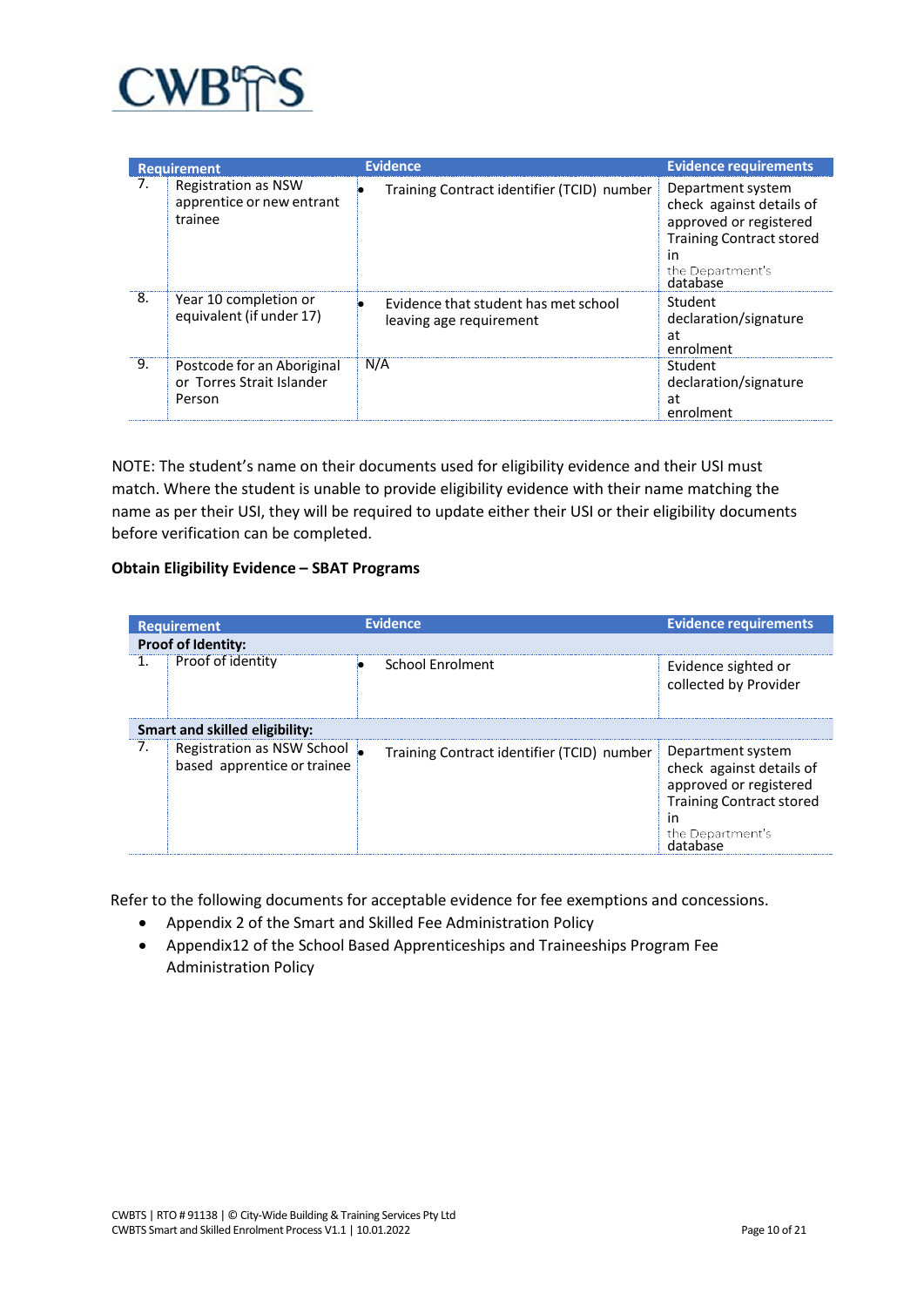| Requirement | | Evidence | Evidence requirements |
|---|---|---|---|
| 7. | Registration as NSW apprentice or new entrant trainee | • Training Contract identifier (TCID) number | Department system check against details of approved or registered Training Contract stored in the Department's database |
| 8. | Year 10 completion or equivalent (if under 17) | • Evidence that student has met school leaving age requirement | Student declaration/signature at enrolment |
| 9. | Postcode for an Aboriginal or Torres Strait Islander Person | N/A | Student declaration/signature at enrolment |

NOTE: The student's name on their documents used for eligibility evidence and their USI must match. Where the student is unable to provide eligibility evidence with their name matching the name as per their USI, they will be required to update either their USI or their eligibility documents before verification can be completed.

**Obtain Eligibility Evidence – SBAT Programs**

| Requirement | | Evidence | Evidence requirements |
|---|---|---|---|
| **Proof of Identity:** | | | |
| 1. | Proof of identity | • School Enrolment | Evidence sighted or collected by Provider |
| **Smart and skilled eligibility:** | | | |
| 7. | Registration as NSW School based apprentice or trainee | • Training Contract identifier (TCID) number | Department system check against details of approved or registered Training Contract stored in the Department's database |

Refer to the following documents for acceptable evidence for fee exemptions and concessions.

- Appendix 2 of the Smart and Skilled Fee Administration Policy
- Appendix12 of the School Based Apprenticeships and Traineeships Program Fee Administration Policy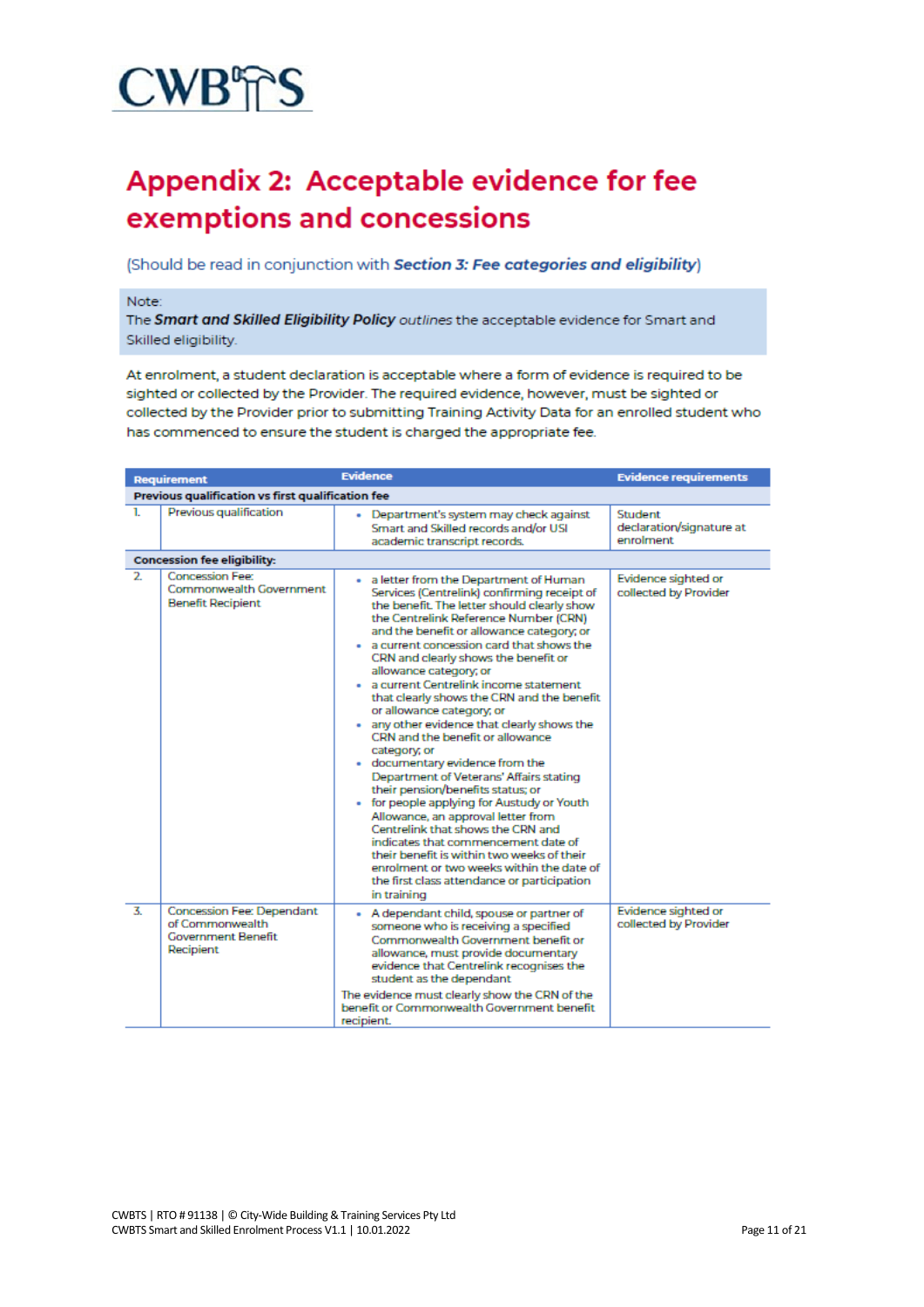CWBTS

# Appendix 2: Acceptable evidence for fee exemptions and concessions

(Should be read in conjunction with ***Section 3: Fee categories and eligibility***)

> Note:
> The ***Smart and Skilled Eligibility Policy*** *outlines* the acceptable evidence for Smart and Skilled eligibility.

At enrolment, a student declaration is acceptable where a form of evidence is required to be sighted or collected by the Provider. The required evidence, however, must be sighted or collected by the Provider prior to submitting Training Activity Data for an enrolled student who has commenced to ensure the student is charged the appropriate fee.

| Requirement | | Evidence | Evidence requirements |
|---|---|---|---|
| **Previous qualification vs first qualification fee** | | | |
| 1. | Previous qualification | • Department's system may check against Smart and Skilled records and/or USI academic transcript records. | Student declaration/signature at enrolment |
| **Concession fee eligibility:** | | | |
| 2. | Concession Fee: Commonwealth Government Benefit Recipient | • a letter from the Department of Human Services (Centrelink) confirming receipt of the benefit. The letter should clearly show the Centrelink Reference Number (CRN) and the benefit or allowance category; or<br>• a current concession card that shows the CRN and clearly shows the benefit or allowance category; or<br>• a current Centrelink income statement that clearly shows the CRN and the benefit or allowance category; or<br>• any other evidence that clearly shows the CRN and the benefit or allowance category; or<br>• documentary evidence from the Department of Veterans' Affairs stating their pension/benefits status; or<br>• for people applying for Austudy or Youth Allowance, an approval letter from Centrelink that shows the CRN and indicates that commencement date of their benefit is within two weeks of their enrolment or two weeks within the date of the first class attendance or participation in training | Evidence sighted or collected by Provider |
| 3. | Concession Fee: Dependant of Commonwealth Government Benefit Recipient | • A dependant child, spouse or partner of someone who is receiving a specified Commonwealth Government benefit or allowance, must provide documentary evidence that Centrelink recognises the student as the dependant<br>The evidence must clearly show the CRN of the benefit or Commonwealth Government benefit recipient. | Evidence sighted or collected by Provider |

CWBTS | RTO # 91138 | © City-Wide Building & Training Services Pty Ltd
CWBTS Smart and Skilled Enrolment Process V1.1 | 10.01.2022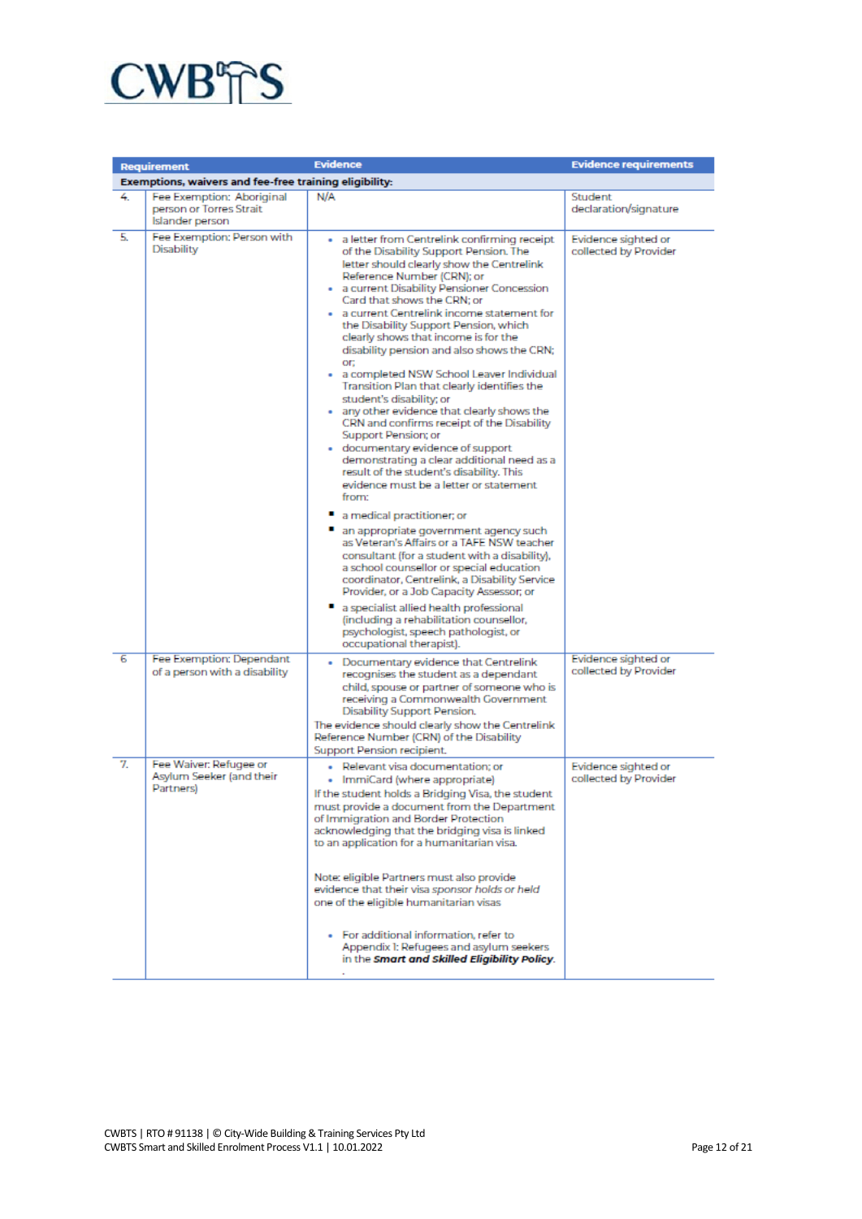| | Requirement | Evidence | Evidence requirements |
|---|---|---|---|
| **Exemptions, waivers and fee-free training eligibility:** | | | |
| 4. | Fee Exemption: Aboriginal person or Torres Strait Islander person | N/A | Student declaration/signature |
| 5. | Fee Exemption: Person with Disability | • a letter from Centrelink confirming receipt of the Disability Support Pension. The letter should clearly show the Centrelink Reference Number (CRN); or<br>• a current Disability Pensioner Concession Card that shows the CRN; or<br>• a current Centrelink income statement for the Disability Support Pension, which clearly shows that income is for the disability pension and also shows the CRN; or;<br>• a completed NSW School Leaver Individual Transition Plan that clearly identifies the student's disability; or<br>• any other evidence that clearly shows the CRN and confirms receipt of the Disability Support Pension; or<br>• documentary evidence of support demonstrating a clear additional need as a result of the student's disability. This evidence must be a letter or statement from:<br>▪ a medical practitioner; or<br>▪ an appropriate government agency such as Veteran's Affairs or a TAFE NSW teacher consultant (for a student with a disability), a school counsellor or special education coordinator, Centrelink, a Disability Service Provider, or a Job Capacity Assessor; or<br>▪ a specialist allied health professional (including a rehabilitation counsellor, psychologist, speech pathologist, or occupational therapist). | Evidence sighted or collected by Provider |
| 6 | Fee Exemption: Dependant of a person with a disability | • Documentary evidence that Centrelink recognises the student as a dependant child, spouse or partner of someone who is receiving a Commonwealth Government Disability Support Pension.<br>The evidence should clearly show the Centrelink Reference Number (CRN) of the Disability Support Pension recipient. | Evidence sighted or collected by Provider |
| 7. | Fee Waiver: Refugee or Asylum Seeker (and their Partners) | • Relevant visa documentation; or<br>• ImmiCard (where appropriate)<br>If the student holds a Bridging Visa, the student must provide a document from the Department of Immigration and Border Protection acknowledging that the bridging visa is linked to an application for a humanitarian visa.<br><br>Note: eligible Partners must also provide evidence that their visa *sponsor holds or held* one of the eligible humanitarian visas<br><br>• For additional information, refer to Appendix 1: Refugees and asylum seekers in the ***Smart and Skilled Eligibility Policy***. | Evidence sighted or collected by Provider |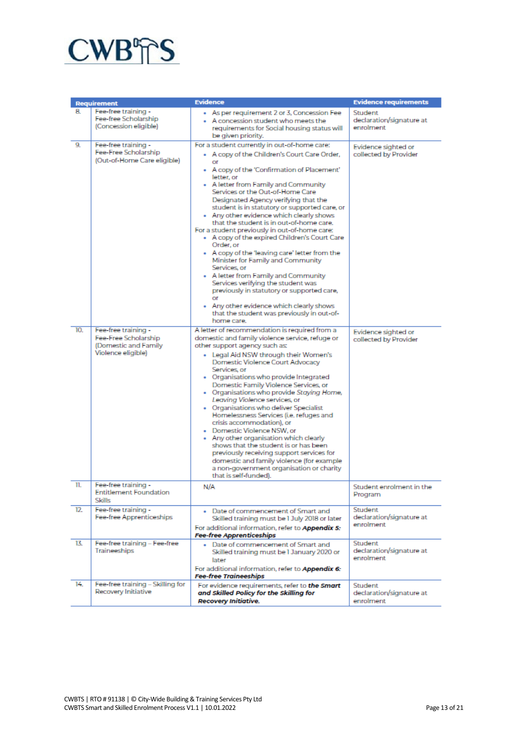| Requirement | | Evidence | Evidence requirements |
|---|---|---|---|
| 8. | Fee-free training - Fee-free Scholarship (Concession eligible) | • As per requirement 2 or 3, Concession Fee<br>• A concession student who meets the requirements for Social housing status will be given priority. | Student declaration/signature at enrolment |
| 9. | Fee-free training - Fee-Free Scholarship (Out-of-Home Care eligible) | For a student currently in out-of-home care:<br>• A copy of the Children's Court Care Order, or<br>• A copy of the 'Confirmation of Placement' letter, or<br>• A letter from Family and Community Services or the Out-of-Home Care Designated Agency verifying that the student is in statutory or supported care, or<br>• Any other evidence which clearly shows that the student is in out-of-home care.<br>For a student previously in out-of-home care:<br>• A copy of the expired Children's Court Care Order, or<br>• A copy of the 'leaving care' letter from the Minister for Family and Community Services, or<br>• A letter from Family and Community Services verifying the student was previously in statutory or supported care, or<br>• Any other evidence which clearly shows that the student was previously in out-of-home care. | Evidence sighted or collected by Provider |
| 10. | Fee-free training - Fee-Free Scholarship (Domestic and Family Violence eligible) | A letter of recommendation is required from a domestic and family violence service, refuge or other support agency such as:<br>• Legal Aid NSW through their Women's Domestic Violence Court Advocacy Services, or<br>• Organisations who provide Integrated Domestic Family Violence Services, or<br>• Organisations who provide *Staying Home, Leaving Violence* services, or<br>• Organisations who deliver Specialist Homelessness Services (i.e. refuges and crisis accommodation), or<br>• Domestic Violence NSW, or<br>• Any other organisation which clearly shows that the student is or has been previously receiving support services for domestic and family violence (for example a non-government organisation or charity that is self-funded). | Evidence sighted or collected by Provider |
| 11. | Fee-free training - Entitlement Foundation Skills | N/A | Student enrolment in the Program |
| 12. | Fee-free training - Fee-free Apprenticeships | • Date of commencement of Smart and Skilled training must be 1 July 2018 or later<br>For additional information, refer to ***Appendix 5: Fee-free Apprenticeships*** | Student declaration/signature at enrolment |
| 13. | Fee-free training – Fee-free Traineeships | • Date of commencement of Smart and Skilled training must be 1 January 2020 or later<br>For additional information, refer to ***Appendix 6: Fee-free Traineeships*** | Student declaration/signature at enrolment |
| 14. | Fee-free training – Skilling for Recovery Initiative | For evidence requirements, refer to ***the Smart and Skilled Policy for the Skilling for Recovery Initiative.*** | Student declaration/signature at enrolment |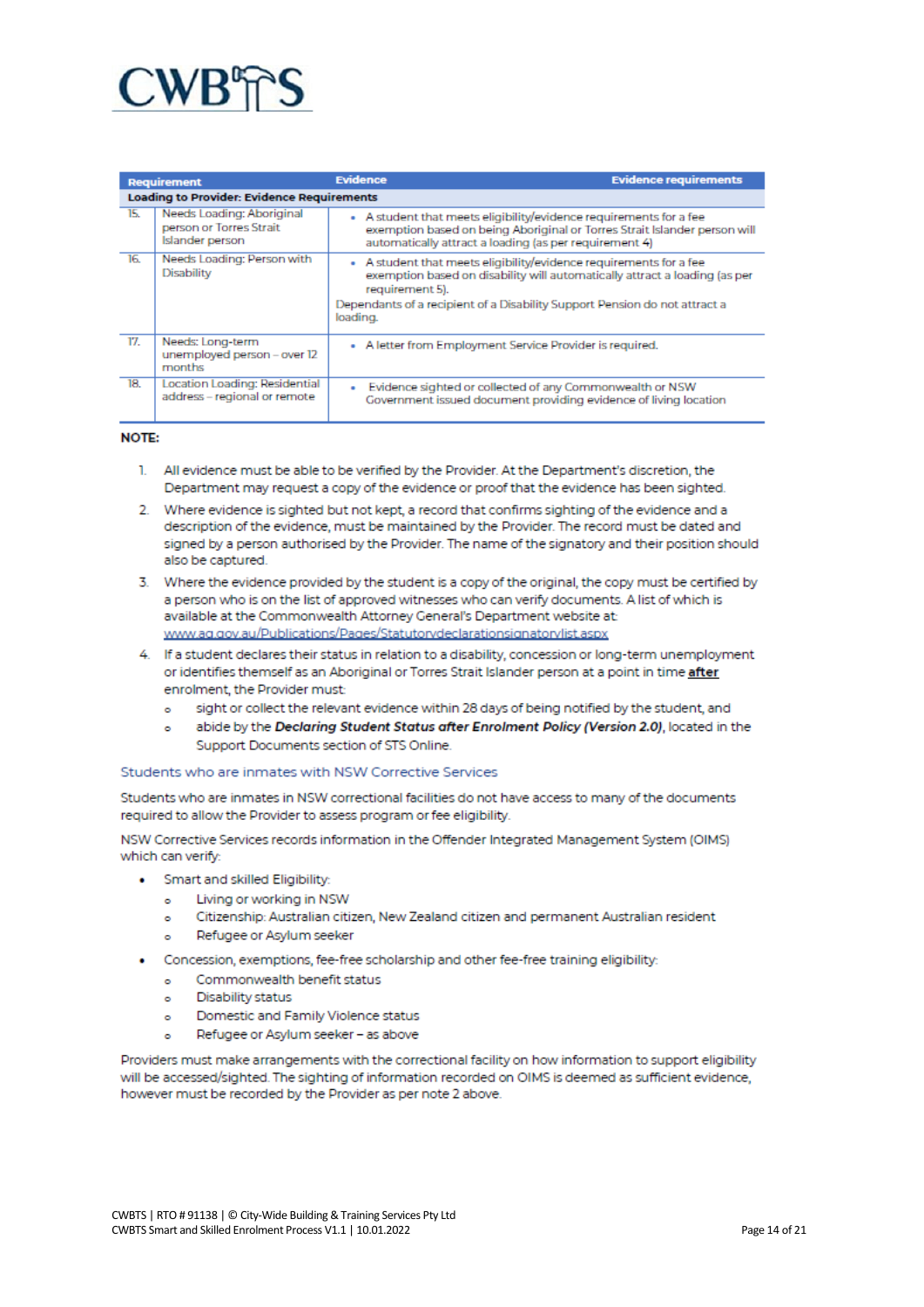| Requirement | | Evidence | Evidence requirements |
|---|---|---|---|
| **Loading to Provider: Evidence Requirements** | | | |
| 15. | Needs Loading: Aboriginal person or Torres Strait Islander person | • A student that meets eligibility/evidence requirements for a fee exemption based on being Aboriginal or Torres Strait Islander person will automatically attract a loading (as per requirement 4) | |
| 16. | Needs Loading: Person with Disability | • A student that meets eligibility/evidence requirements for a fee exemption based on disability will automatically attract a loading (as per requirement 5). Dependants of a recipient of a Disability Support Pension do not attract a loading. | |
| 17. | Needs: Long-term unemployed person – over 12 months | • A letter from Employment Service Provider is required. | |
| 18. | Location Loading: Residential address – regional or remote | • Evidence sighted or collected of any Commonwealth or NSW Government issued document providing evidence of living location | |

**NOTE:**

1. All evidence must be able to be verified by the Provider. At the Department's discretion, the Department may request a copy of the evidence or proof that the evidence has been sighted.
2. Where evidence is sighted but not kept, a record that confirms sighting of the evidence and a description of the evidence, must be maintained by the Provider. The record must be dated and signed by a person authorised by the Provider. The name of the signatory and their position should also be captured.
3. Where the evidence provided by the student is a copy of the original, the copy must be certified by a person who is on the list of approved witnesses who can verify documents. A list of which is available at the Commonwealth Attorney General's Department website at: www.ag.gov.au/Publications/Pages/Statutorydeclarationsignatorylist.aspx
4. If a student declares their status in relation to a disability, concession or long-term unemployment or identifies themself as an Aboriginal or Torres Strait Islander person at a point in time **after** enrolment, the Provider must:
   - sight or collect the relevant evidence within 28 days of being notified by the student, and
   - abide by the ***Declaring Student Status after Enrolment Policy (Version 2.0)***, located in the Support Documents section of STS Online.

## Students who are inmates with NSW Corrective Services

Students who are inmates in NSW correctional facilities do not have access to many of the documents required to allow the Provider to assess program or fee eligibility.

NSW Corrective Services records information in the Offender Integrated Management System (OIMS) which can verify:

- Smart and skilled Eligibility:
  - Living or working in NSW
  - Citizenship: Australian citizen, New Zealand citizen and permanent Australian resident
  - Refugee or Asylum seeker
- Concession, exemptions, fee-free scholarship and other fee-free training eligibility:
  - Commonwealth benefit status
  - Disability status
  - Domestic and Family Violence status
  - Refugee or Asylum seeker – as above

Providers must make arrangements with the correctional facility on how information to support eligibility will be accessed/sighted. The sighting of information recorded on OIMS is deemed as sufficient evidence, however must be recorded by the Provider as per note 2 above.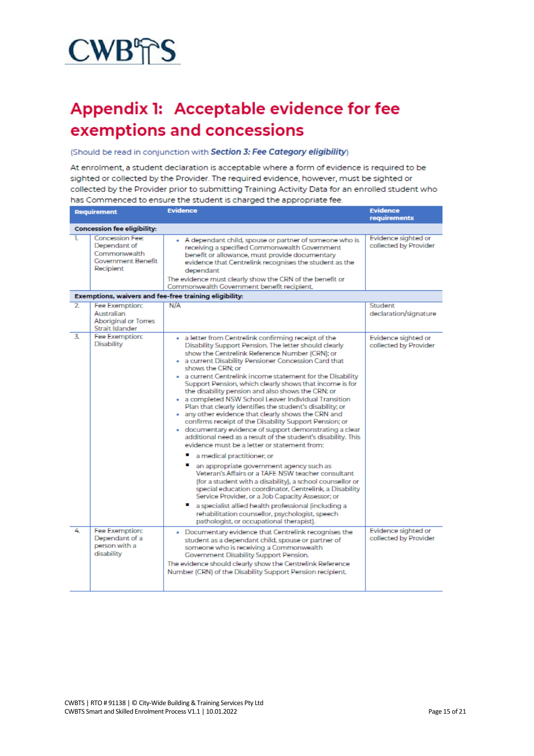# Appendix 1: Acceptable evidence for fee exemptions and concessions

(Should be read in conjunction with ***Section 3: Fee Category eligibility***)

At enrolment, a student declaration is acceptable where a form of evidence is required to be sighted or collected by the Provider. The required evidence, however, must be sighted or collected by the Provider prior to submitting Training Activity Data for an enrolled student who has Commenced to ensure the student is charged the appropriate fee.

| | Requirement | Evidence | Evidence requirements |
|---|---|---|---|
| **Concession fee eligibility:** | | | |
| 1. | Concession Fee: Dependant of Commonwealth Government Benefit Recipient | • A dependant child, spouse or partner of someone who is receiving a specified Commonwealth Government benefit or allowance, must provide documentary evidence that Centrelink recognises the student as the dependant<br>The evidence must clearly show the CRN of the benefit or Commonwealth Government benefit recipient. | Evidence sighted or collected by Provider |
| **Exemptions, waivers and fee-free training eligibility:** | | | |
| 2. | Fee Exemption: Australian Aboriginal or Torres Strait Islander | N/A | Student declaration/signature |
| 3. | Fee Exemption: Disability | • a letter from Centrelink confirming receipt of the Disability Support Pension. The letter should clearly show the Centrelink Reference Number (CRN); or<br>• a current Disability Pensioner Concession Card that shows the CRN; or<br>• a current Centrelink income statement for the Disability Support Pension, which clearly shows that income is for the disability pension and also shows the CRN; or<br>• a completed NSW School Leaver Individual Transition Plan that clearly identifies the student's disability; or<br>• any other evidence that clearly shows the CRN and confirms receipt of the Disability Support Pension; or<br>• documentary evidence of support demonstrating a clear additional need as a result of the student's disability. This evidence must be a letter or statement from:<br>▪ a medical practitioner; or<br>▪ an appropriate government agency such as Veteran's Affairs or a TAFE NSW teacher consultant (for a student with a disability), a school counsellor or special education coordinator, Centrelink, a Disability Service Provider, or a Job Capacity Assessor; or<br>▪ a specialist allied health professional (including a rehabilitation counsellor, psychologist, speech pathologist, or occupational therapist). | Evidence sighted or collected by Provider |
| 4. | Fee Exemption: Dependant of a person with a disability | • Documentary evidence that Centrelink recognises the student as a dependant child, spouse or partner of someone who is receiving a Commonwealth Government Disability Support Pension.<br>The evidence should clearly show the Centrelink Reference Number (CRN) of the Disability Support Pension recipient. | Evidence sighted or collected by Provider |

CWBTS | RTO # 91138 | © City-Wide Building & Training Services Pty Ltd
CWBTS Smart and Skilled Enrolment Process V1.1 | 10.01.2022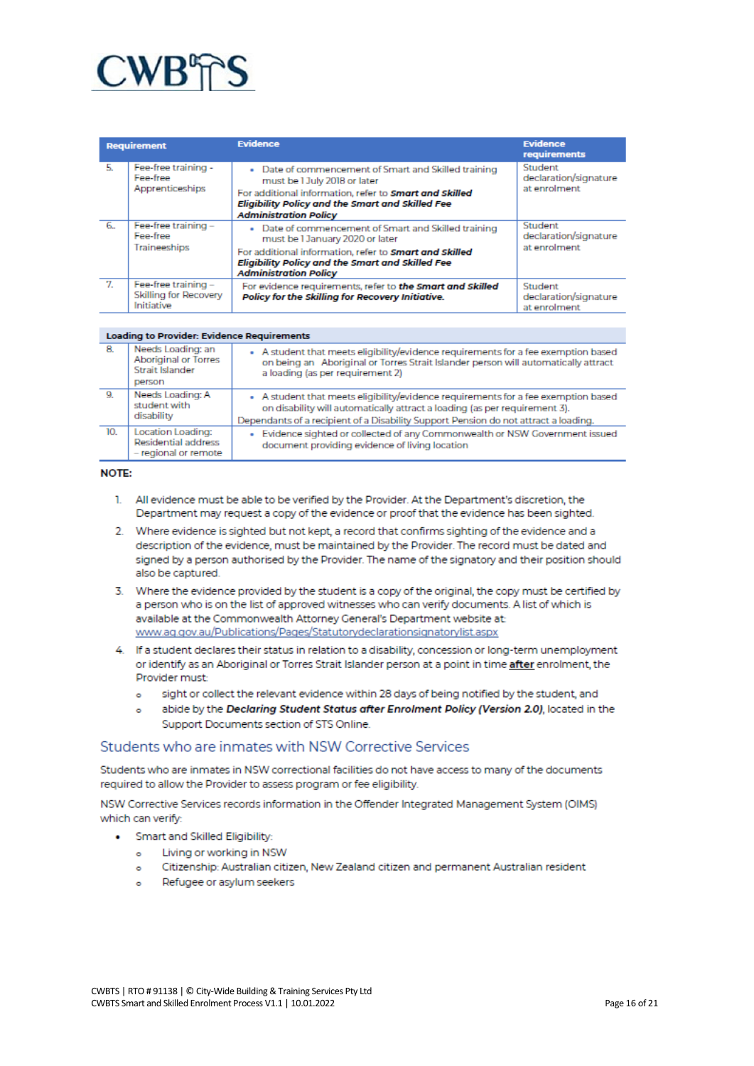| | Requirement | Evidence | Evidence requirements |
|---|---|---|---|
| 5. | Fee-free training - Fee-free Apprenticeships | • Date of commencement of Smart and Skilled training must be 1 July 2018 or later<br>For additional information, refer to ***Smart and Skilled Eligibility Policy and the Smart and Skilled Fee Administration Policy*** | Student declaration/signature at enrolment |
| 6. | Fee-free training – Fee-free Traineeships | • Date of commencement of Smart and Skilled training must be 1 January 2020 or later<br>For additional information, refer to ***Smart and Skilled Eligibility Policy and the Smart and Skilled Fee Administration Policy*** | Student declaration/signature at enrolment |
| 7. | Fee-free training – Skilling for Recovery Initiative | For evidence requirements, refer to ***the Smart and Skilled Policy for the Skilling for Recovery Initiative.*** | Student declaration/signature at enrolment |
| **Loading to Provider: Evidence Requirements** | | | |
| 8. | Needs Loading: an Aboriginal or Torres Strait Islander person | • A student that meets eligibility/evidence requirements for a fee exemption based on being an Aboriginal or Torres Strait Islander person will automatically attract a loading (as per requirement 2) | |
| 9. | Needs Loading: A student with disability | • A student that meets eligibility/evidence requirements for a fee exemption based on disability will automatically attract a loading (as per requirement 3).<br>Dependants of a recipient of a Disability Support Pension do not attract a loading. | |
| 10. | Location Loading: Residential address – regional or remote | • Evidence sighted or collected of any Commonwealth or NSW Government issued document providing evidence of living location | |

**NOTE:**

1. All evidence must be able to be verified by the Provider. At the Department's discretion, the Department may request a copy of the evidence or proof that the evidence has been sighted.
2. Where evidence is sighted but not kept, a record that confirms sighting of the evidence and a description of the evidence, must be maintained by the Provider. The record must be dated and signed by a person authorised by the Provider. The name of the signatory and their position should also be captured.
3. Where the evidence provided by the student is a copy of the original, the copy must be certified by a person who is on the list of approved witnesses who can verify documents. A list of which is available at the Commonwealth Attorney General's Department website at: www.ag.gov.au/Publications/Pages/Statutorydeclarationsignatorylist.aspx
4. If a student declares their status in relation to a disability, concession or long-term unemployment or identify as an Aboriginal or Torres Strait Islander person at a point in time **after** enrolment, the Provider must:
   - sight or collect the relevant evidence within 28 days of being notified by the student, and
   - abide by the ***Declaring Student Status after Enrolment Policy (Version 2.0)***, located in the Support Documents section of STS Online.

## Students who are inmates with NSW Corrective Services

Students who are inmates in NSW correctional facilities do not have access to many of the documents required to allow the Provider to assess program or fee eligibility.

NSW Corrective Services records information in the Offender Integrated Management System (OIMS) which can verify:

- Smart and Skilled Eligibility:
  - Living or working in NSW
  - Citizenship: Australian citizen, New Zealand citizen and permanent Australian resident
  - Refugee or asylum seekers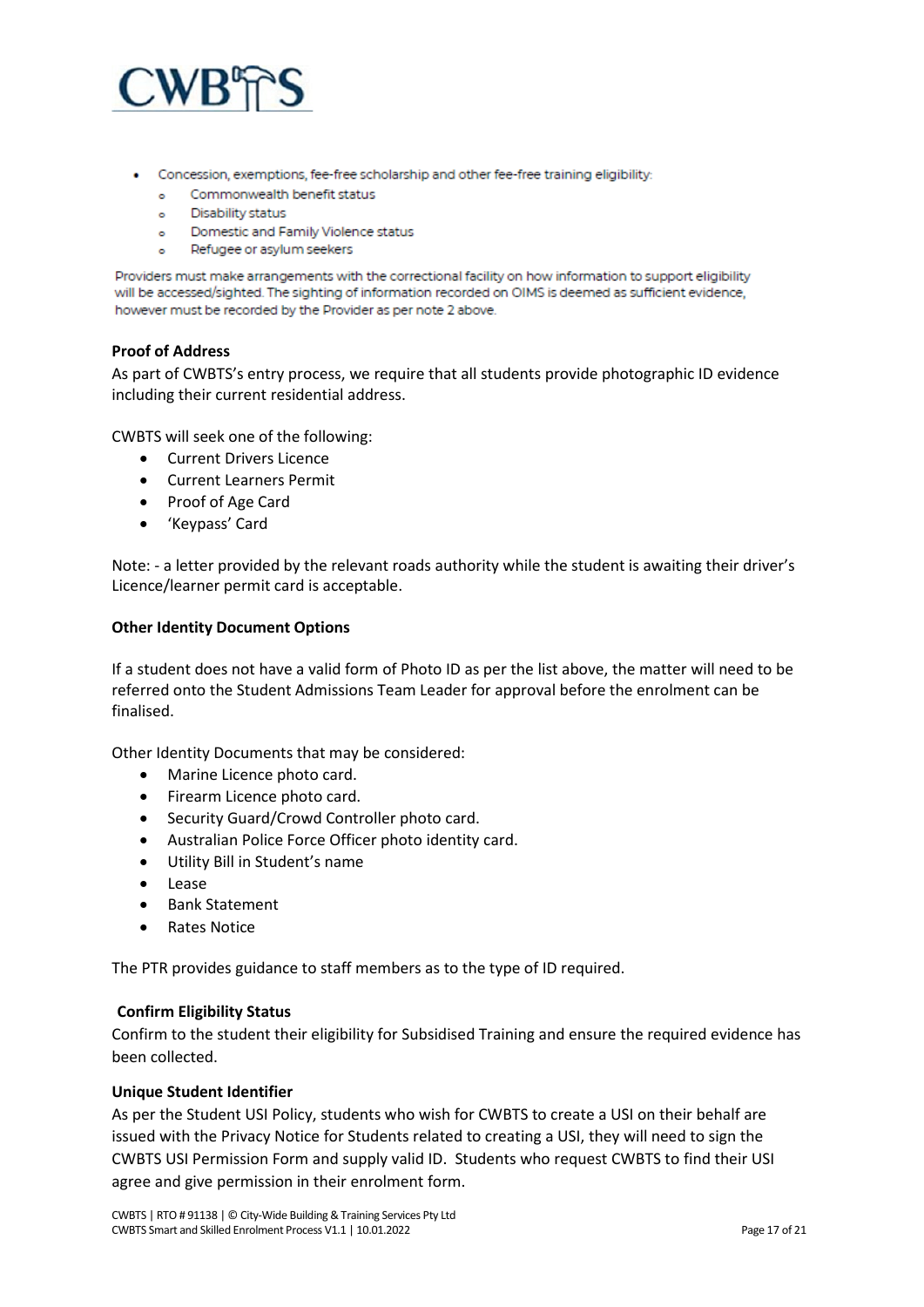- Concession, exemptions, fee-free scholarship and other fee-free training eligibility:
  - Commonwealth benefit status
  - Disability status
  - Domestic and Family Violence status
  - Refugee or asylum seekers

Providers must make arrangements with the correctional facility on how information to support eligibility will be accessed/sighted. The sighting of information recorded on OIMS is deemed as sufficient evidence, however must be recorded by the Provider as per note 2 above.

**Proof of Address**

As part of CWBTS's entry process, we require that all students provide photographic ID evidence including their current residential address.

CWBTS will seek one of the following:

- Current Drivers Licence
- Current Learners Permit
- Proof of Age Card
- 'Keypass' Card

Note: - a letter provided by the relevant roads authority while the student is awaiting their driver's Licence/learner permit card is acceptable.

**Other Identity Document Options**

If a student does not have a valid form of Photo ID as per the list above, the matter will need to be referred onto the Student Admissions Team Leader for approval before the enrolment can be finalised.

Other Identity Documents that may be considered:

- Marine Licence photo card.
- Firearm Licence photo card.
- Security Guard/Crowd Controller photo card.
- Australian Police Force Officer photo identity card.
- Utility Bill in Student's name
- Lease
- Bank Statement
- Rates Notice

The PTR provides guidance to staff members as to the type of ID required.

**Confirm Eligibility Status**

Confirm to the student their eligibility for Subsidised Training and ensure the required evidence has been collected.

**Unique Student Identifier**

As per the Student USI Policy, students who wish for CWBTS to create a USI on their behalf are issued with the Privacy Notice for Students related to creating a USI, they will need to sign the CWBTS USI Permission Form and supply valid ID. Students who request CWBTS to find their USI agree and give permission in their enrolment form.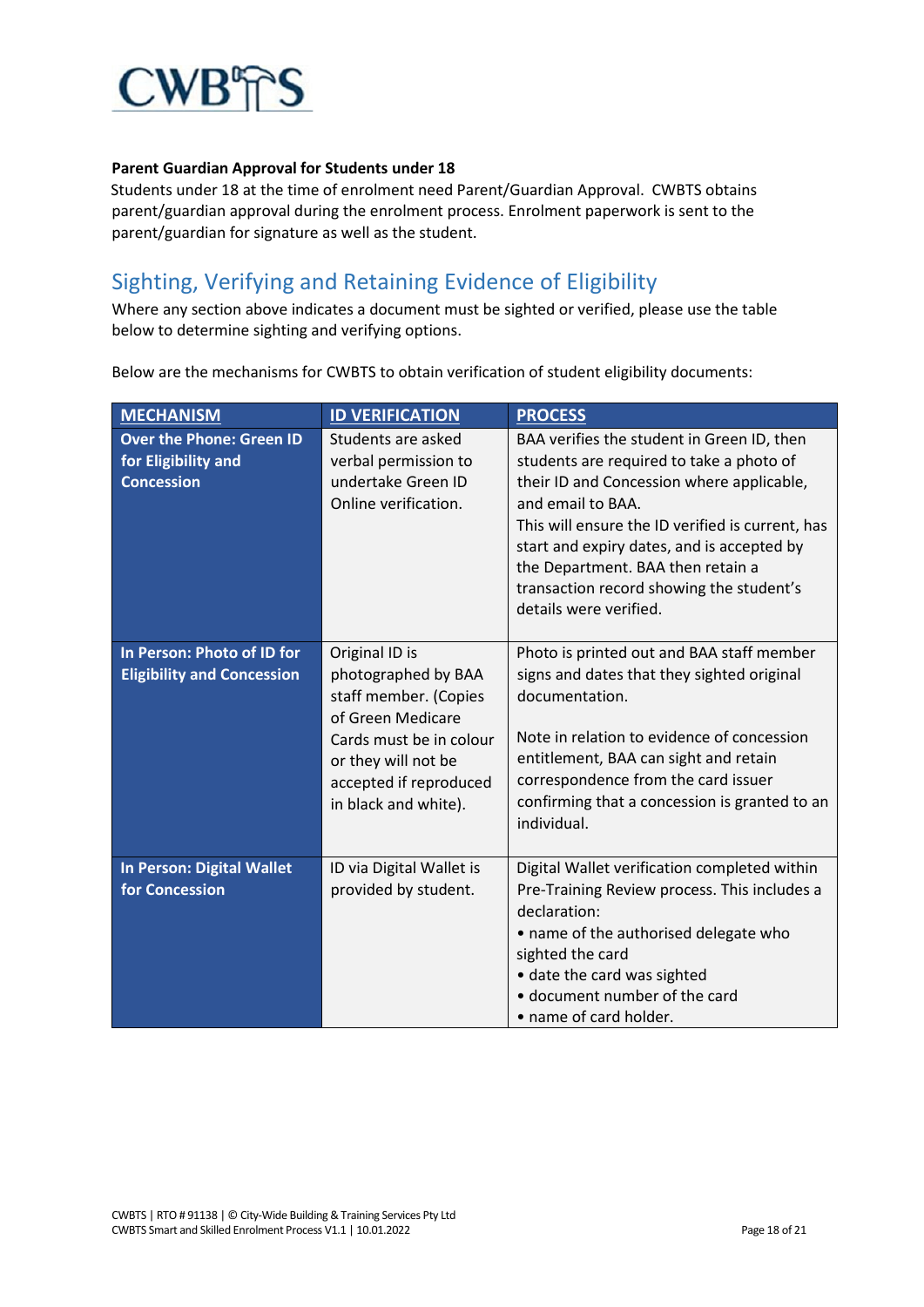**Parent Guardian Approval for Students under 18**

Students under 18 at the time of enrolment need Parent/Guardian Approval. CWBTS obtains parent/guardian approval during the enrolment process. Enrolment paperwork is sent to the parent/guardian for signature as well as the student.

## Sighting, Verifying and Retaining Evidence of Eligibility

Where any section above indicates a document must be sighted or verified, please use the table below to determine sighting and verifying options.

Below are the mechanisms for CWBTS to obtain verification of student eligibility documents:

| MECHANISM | ID VERIFICATION | PROCESS |
| --- | --- | --- |
| **Over the Phone: Green ID for Eligibility and Concession** | Students are asked verbal permission to undertake Green ID Online verification. | BAA verifies the student in Green ID, then students are required to take a photo of their ID and Concession where applicable, and email to BAA.<br>This will ensure the ID verified is current, has start and expiry dates, and is accepted by the Department. BAA then retain a transaction record showing the student's details were verified. |
| **In Person: Photo of ID for Eligibility and Concession** | Original ID is photographed by BAA staff member. (Copies of Green Medicare Cards must be in colour or they will not be accepted if reproduced in black and white). | Photo is printed out and BAA staff member signs and dates that they sighted original documentation.<br><br>Note in relation to evidence of concession entitlement, BAA can sight and retain correspondence from the card issuer confirming that a concession is granted to an individual. |
| **In Person: Digital Wallet for Concession** | ID via Digital Wallet is provided by student. | Digital Wallet verification completed within Pre-Training Review process. This includes a declaration:<br>• name of the authorised delegate who sighted the card<br>• date the card was sighted<br>• document number of the card<br>• name of card holder. |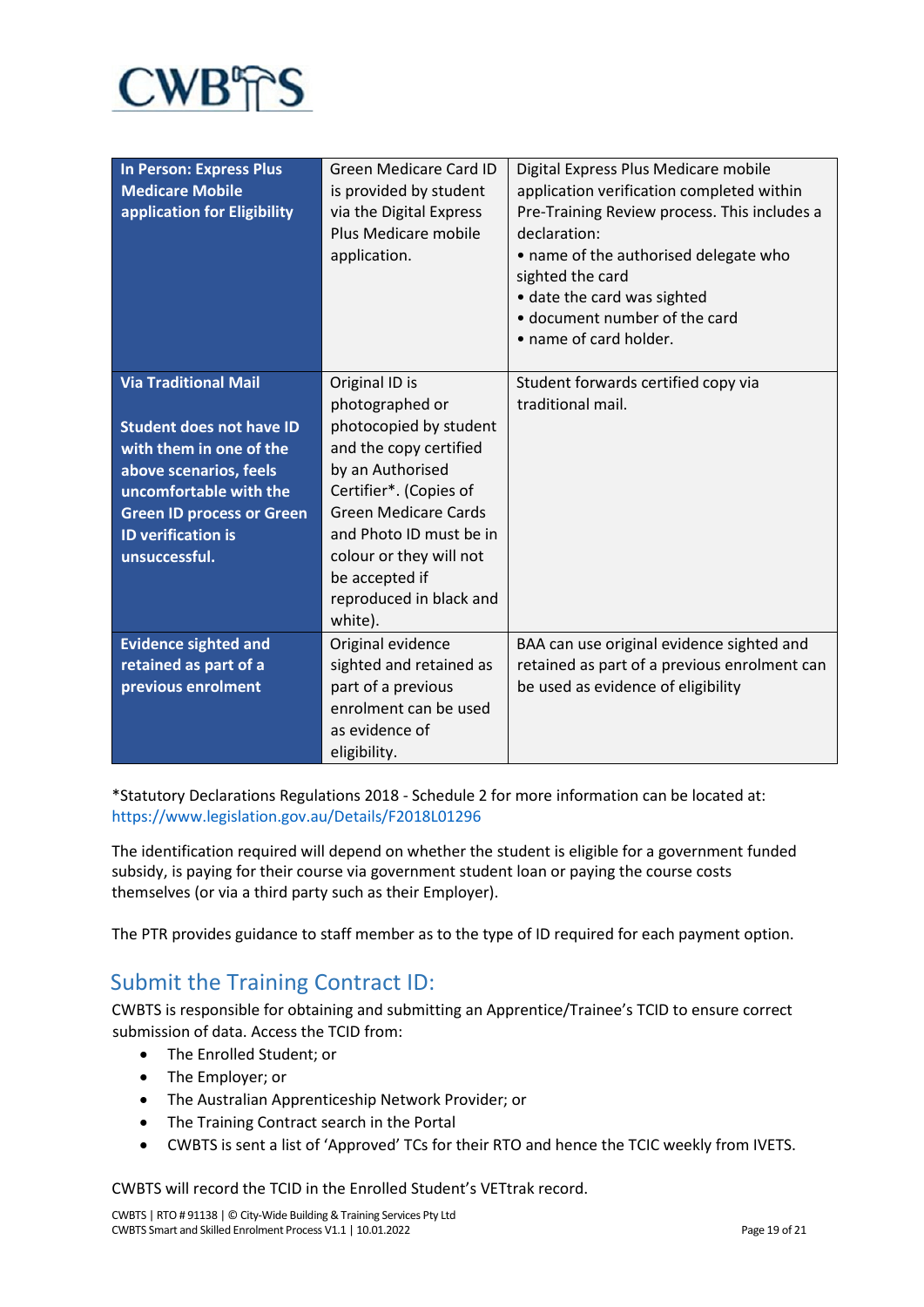| | | |
|---|---|---|
| **In Person: Express Plus Medicare Mobile application for Eligibility** | Green Medicare Card ID is provided by student via the Digital Express Plus Medicare mobile application. | Digital Express Plus Medicare mobile application verification completed within Pre-Training Review process. This includes a declaration:<br>• name of the authorised delegate who sighted the card<br>• date the card was sighted<br>• document number of the card<br>• name of card holder. |
| **Via Traditional Mail**<br><br>**Student does not have ID with them in one of the above scenarios, feels uncomfortable with the Green ID process or Green ID verification is unsuccessful.** | Original ID is photographed or photocopied by student and the copy certified by an Authorised Certifier*. (Copies of Green Medicare Cards and Photo ID must be in colour or they will not be accepted if reproduced in black and white). | Student forwards certified copy via traditional mail. |
| **Evidence sighted and retained as part of a previous enrolment** | Original evidence sighted and retained as part of a previous enrolment can be used as evidence of eligibility. | BAA can use original evidence sighted and retained as part of a previous enrolment can be used as evidence of eligibility |

*Statutory Declarations Regulations 2018 - Schedule 2 for more information can be located at: https://www.legislation.gov.au/Details/F2018L01296

The identification required will depend on whether the student is eligible for a government funded subsidy, is paying for their course via government student loan or paying the course costs themselves (or via a third party such as their Employer).

The PTR provides guidance to staff member as to the type of ID required for each payment option.

## Submit the Training Contract ID:

CWBTS is responsible for obtaining and submitting an Apprentice/Trainee's TCID to ensure correct submission of data. Access the TCID from:

- The Enrolled Student; or
- The Employer; or
- The Australian Apprenticeship Network Provider; or
- The Training Contract search in the Portal
- CWBTS is sent a list of 'Approved' TCs for their RTO and hence the TCIC weekly from IVETS.

CWBTS will record the TCID in the Enrolled Student's VETtrak record.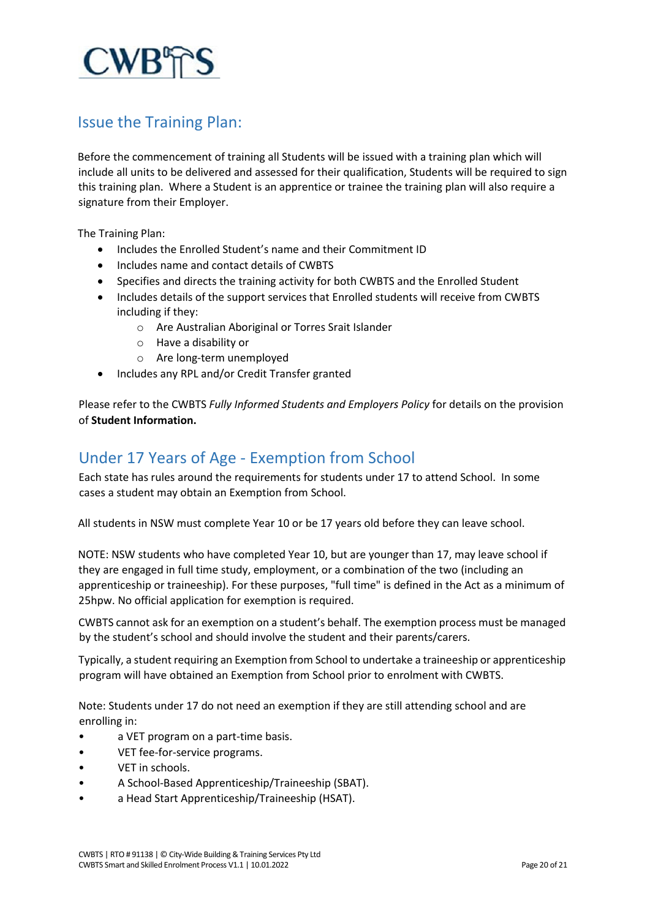## Issue the Training Plan:

Before the commencement of training all Students will be issued with a training plan which will include all units to be delivered and assessed for their qualification, Students will be required to sign this training plan. Where a Student is an apprentice or trainee the training plan will also require a signature from their Employer.

The Training Plan:

- Includes the Enrolled Student's name and their Commitment ID
- Includes name and contact details of CWBTS
- Specifies and directs the training activity for both CWBTS and the Enrolled Student
- Includes details of the support services that Enrolled students will receive from CWBTS including if they:
    - Are Australian Aboriginal or Torres Srait Islander
    - Have a disability or
    - Are long-term unemployed
- Includes any RPL and/or Credit Transfer granted

Please refer to the CWBTS *Fully Informed Students and Employers Policy* for details on the provision of **Student Information.**

## Under 17 Years of Age - Exemption from School

Each state has rules around the requirements for students under 17 to attend School. In some cases a student may obtain an Exemption from School.

All students in NSW must complete Year 10 or be 17 years old before they can leave school.

NOTE: NSW students who have completed Year 10, but are younger than 17, may leave school if they are engaged in full time study, employment, or a combination of the two (including an apprenticeship or traineeship). For these purposes, "full time" is defined in the Act as a minimum of 25hpw. No official application for exemption is required.

CWBTS cannot ask for an exemption on a student's behalf. The exemption process must be managed by the student's school and should involve the student and their parents/carers.

Typically, a student requiring an Exemption from School to undertake a traineeship or apprenticeship program will have obtained an Exemption from School prior to enrolment with CWBTS.

Note: Students under 17 do not need an exemption if they are still attending school and are enrolling in:

- a VET program on a part-time basis.
- VET fee-for-service programs.
- VET in schools.
- A School-Based Apprenticeship/Traineeship (SBAT).
- a Head Start Apprenticeship/Traineeship (HSAT).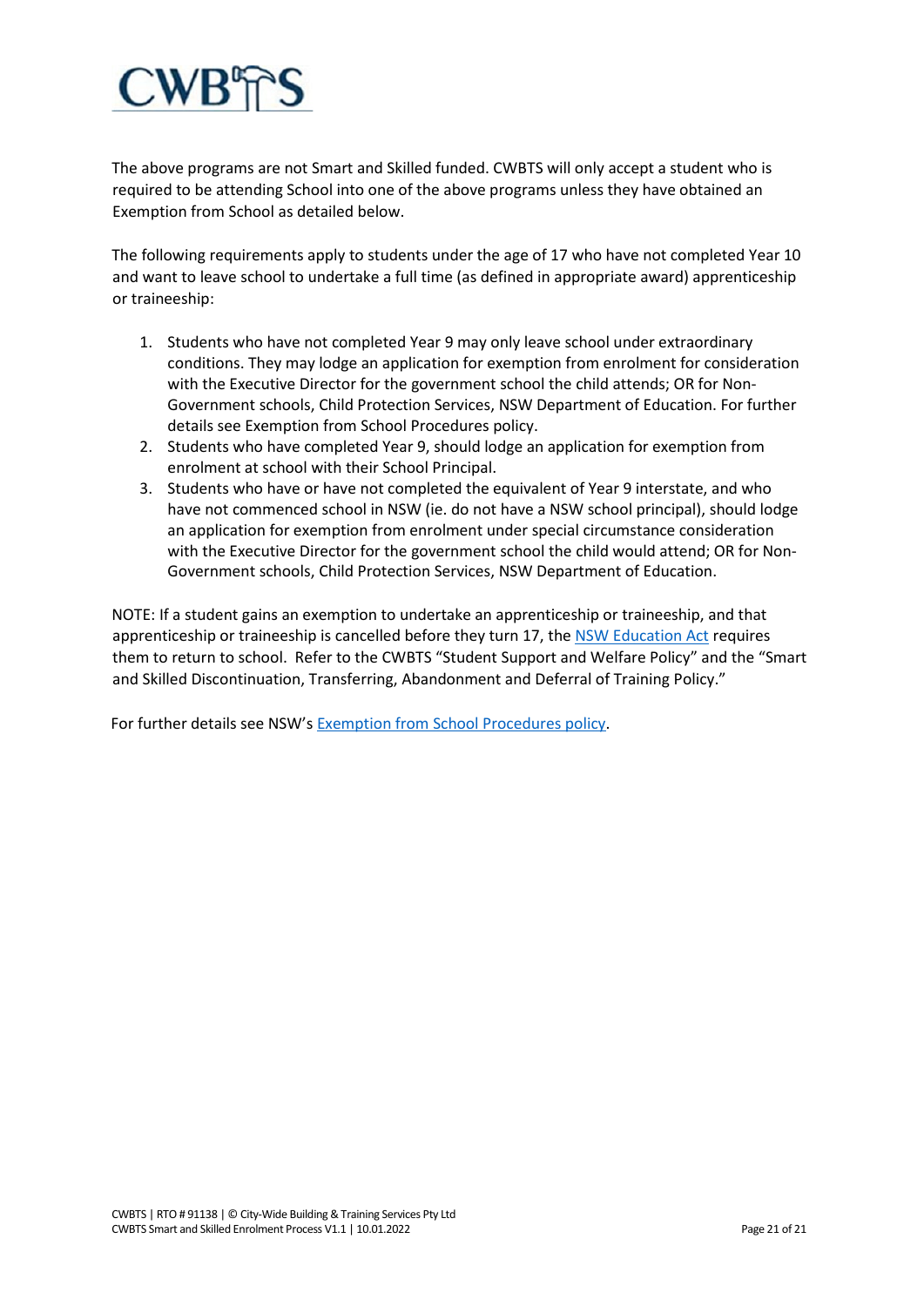The above programs are not Smart and Skilled funded. CWBTS will only accept a student who is required to be attending School into one of the above programs unless they have obtained an Exemption from School as detailed below.

The following requirements apply to students under the age of 17 who have not completed Year 10 and want to leave school to undertake a full time (as defined in appropriate award) apprenticeship or traineeship:

1. Students who have not completed Year 9 may only leave school under extraordinary conditions. They may lodge an application for exemption from enrolment for consideration with the Executive Director for the government school the child attends; OR for Non-Government schools, Child Protection Services, NSW Department of Education. For further details see Exemption from School Procedures policy.
2. Students who have completed Year 9, should lodge an application for exemption from enrolment at school with their School Principal.
3. Students who have or have not completed the equivalent of Year 9 interstate, and who have not commenced school in NSW (ie. do not have a NSW school principal), should lodge an application for exemption from enrolment under special circumstance consideration with the Executive Director for the government school the child would attend; OR for Non-Government schools, Child Protection Services, NSW Department of Education.

NOTE: If a student gains an exemption to undertake an apprenticeship or traineeship, and that apprenticeship or traineeship is cancelled before they turn 17, the NSW Education Act requires them to return to school. Refer to the CWBTS "Student Support and Welfare Policy" and the "Smart and Skilled Discontinuation, Transferring, Abandonment and Deferral of Training Policy."

For further details see NSW's Exemption from School Procedures policy.